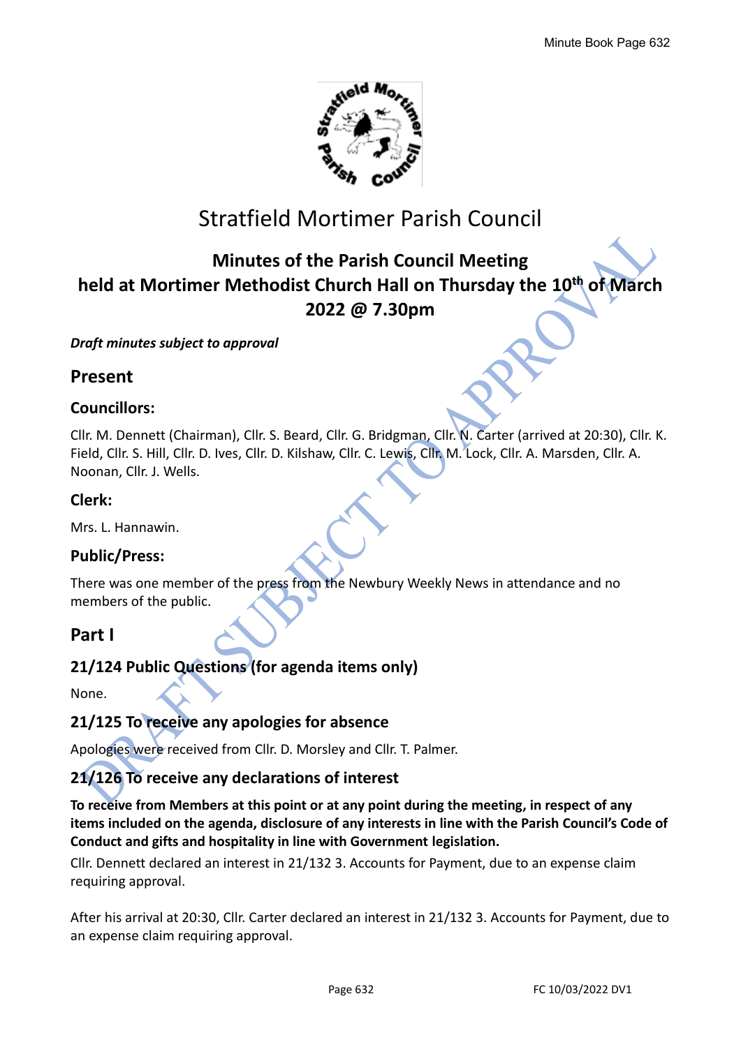# Stratfield Mortimer Parish Council

## Minutes of the Parish Council Meeting held at Mortimer Methodist Church Hall on Thursday the 10th of March 2022 @ 7.30pm

***Draft minutes subject to approval***

## Present

### Councillors:

Cllr. M. Dennett (Chairman), Cllr. S. Beard, Cllr. G. Bridgman, Cllr. N. Carter (arrived at 20:30), Cllr. K. Field, Cllr. S. Hill, Cllr. D. Ives, Cllr. D. Kilshaw, Cllr. C. Lewis, Cllr. M. Lock, Cllr. A. Marsden, Cllr. A. Noonan, Cllr. J. Wells.

### Clerk:

Mrs. L. Hannawin.

### Public/Press:

There was one member of the press from the Newbury Weekly News in attendance and no members of the public.

## Part I

### 21/124 Public Questions (for agenda items only)

None.

### 21/125 To receive any apologies for absence

Apologies were received from Cllr. D. Morsley and Cllr. T. Palmer.

### 21/126 To receive any declarations of interest

**To receive from Members at this point or at any point during the meeting, in respect of any items included on the agenda, disclosure of any interests in line with the Parish Council's Code of Conduct and gifts and hospitality in line with Government legislation.**

Cllr. Dennett declared an interest in 21/132 3. Accounts for Payment, due to an expense claim requiring approval.

After his arrival at 20:30, Cllr. Carter declared an interest in 21/132 3. Accounts for Payment, due to an expense claim requiring approval.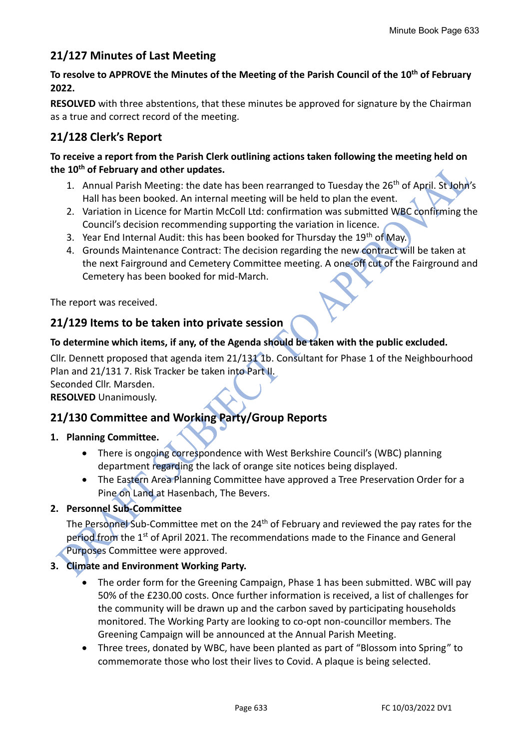## 21/127 Minutes of Last Meeting

**To resolve to APPROVE the Minutes of the Meeting of the Parish Council of the 10th of February 2022.**

**RESOLVED** with three abstentions, that these minutes be approved for signature by the Chairman as a true and correct record of the meeting.

## 21/128 Clerk's Report

**To receive a report from the Parish Clerk outlining actions taken following the meeting held on the 10th of February and other updates.**

1. Annual Parish Meeting: the date has been rearranged to Tuesday the 26th of April. St John's Hall has been booked. An internal meeting will be held to plan the event.
2. Variation in Licence for Martin McColl Ltd: confirmation was submitted WBC confirming the Council's decision recommending supporting the variation in licence.
3. Year End Internal Audit: this has been booked for Thursday the 19th of May.
4. Grounds Maintenance Contract: The decision regarding the new contract will be taken at the next Fairground and Cemetery Committee meeting. A one-off cut of the Fairground and Cemetery has been booked for mid-March.

The report was received.

## 21/129 Items to be taken into private session

**To determine which items, if any, of the Agenda should be taken with the public excluded.**

Cllr. Dennett proposed that agenda item 21/131 1b. Consultant for Phase 1 of the Neighbourhood Plan and 21/131 7. Risk Tracker be taken into Part II.
Seconded Cllr. Marsden.
**RESOLVED** Unanimously.

## 21/130 Committee and Working Party/Group Reports

1. **Planning Committee.**
   - There is ongoing correspondence with West Berkshire Council's (WBC) planning department regarding the lack of orange site notices being displayed.
   - The Eastern Area Planning Committee have approved a Tree Preservation Order for a Pine on Land at Hasenbach, The Bevers.
2. **Personnel Sub-Committee**

   The Personnel Sub-Committee met on the 24th of February and reviewed the pay rates for the period from the 1st of April 2021. The recommendations made to the Finance and General Purposes Committee were approved.
3. **Climate and Environment Working Party.**
   - The order form for the Greening Campaign, Phase 1 has been submitted. WBC will pay 50% of the £230.00 costs. Once further information is received, a list of challenges for the community will be drawn up and the carbon saved by participating households monitored. The Working Party are looking to co-opt non-councillor members. The Greening Campaign will be announced at the Annual Parish Meeting.
   - Three trees, donated by WBC, have been planted as part of "Blossom into Spring" to commemorate those who lost their lives to Covid. A plaque is being selected.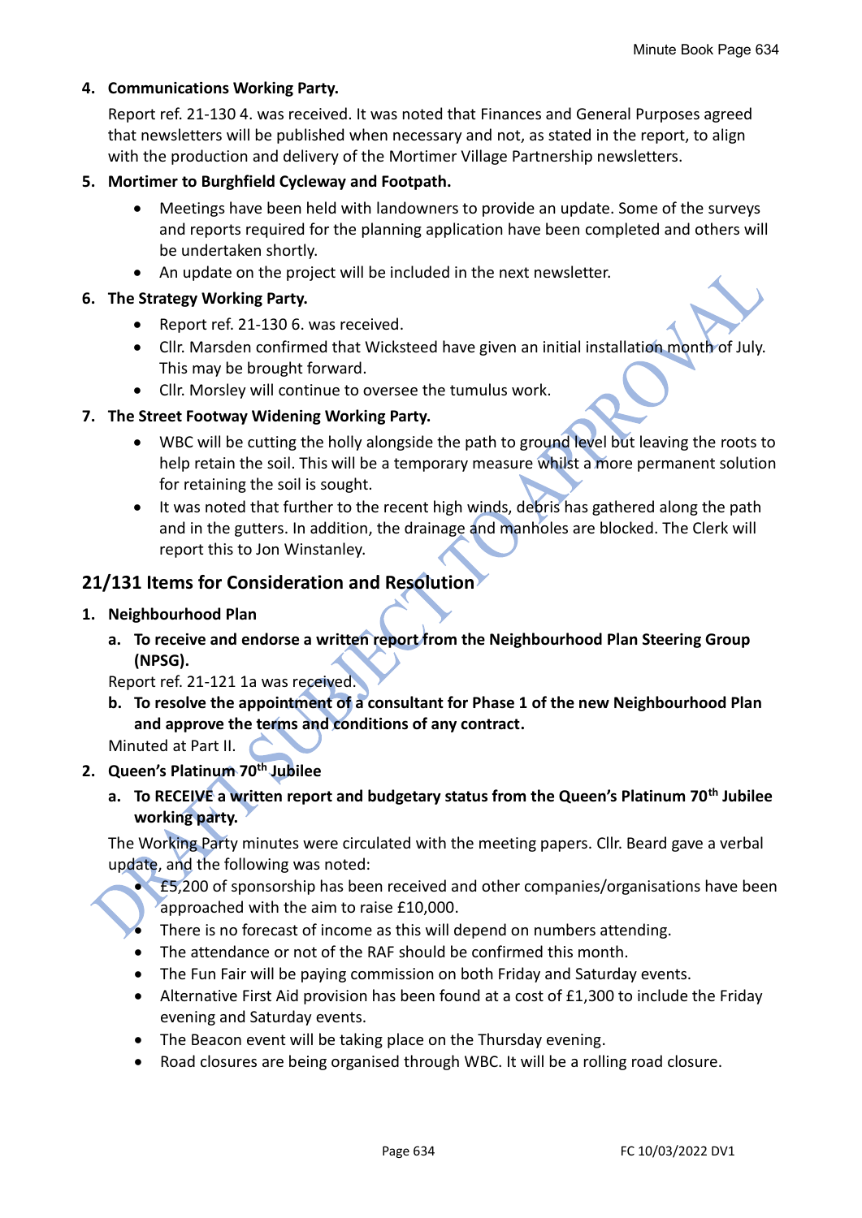4. **Communications Working Party.**

   Report ref. 21-130 4. was received. It was noted that Finances and General Purposes agreed that newsletters will be published when necessary and not, as stated in the report, to align with the production and delivery of the Mortimer Village Partnership newsletters.

5. **Mortimer to Burghfield Cycleway and Footpath.**
   - Meetings have been held with landowners to provide an update. Some of the surveys and reports required for the planning application have been completed and others will be undertaken shortly.
   - An update on the project will be included in the next newsletter.

6. **The Strategy Working Party.**
   - Report ref. 21-130 6. was received.
   - Cllr. Marsden confirmed that Wicksteed have given an initial installation month of July. This may be brought forward.
   - Cllr. Morsley will continue to oversee the tumulus work.

7. **The Street Footway Widening Working Party.**
   - WBC will be cutting the holly alongside the path to ground level but leaving the roots to help retain the soil. This will be a temporary measure whilst a more permanent solution for retaining the soil is sought.
   - It was noted that further to the recent high winds, debris has gathered along the path and in the gutters. In addition, the drainage and manholes are blocked. The Clerk will report this to Jon Winstanley.

## 21/131 Items for Consideration and Resolution

1. **Neighbourhood Plan**

   a. **To receive and endorse a written report from the Neighbourhood Plan Steering Group (NPSG).**

   Report ref. 21-121 1a was received.

   b. **To resolve the appointment of a consultant for Phase 1 of the new Neighbourhood Plan and approve the terms and conditions of any contract.**

   Minuted at Part II.

2. **Queen's Platinum 70th Jubilee**

   a. **To RECEIVE a written report and budgetary status from the Queen's Platinum 70th Jubilee working party.**

   The Working Party minutes were circulated with the meeting papers. Cllr. Beard gave a verbal update, and the following was noted:

   - £5,200 of sponsorship has been received and other companies/organisations have been approached with the aim to raise £10,000.
   - There is no forecast of income as this will depend on numbers attending.
   - The attendance or not of the RAF should be confirmed this month.
   - The Fun Fair will be paying commission on both Friday and Saturday events.
   - Alternative First Aid provision has been found at a cost of £1,300 to include the Friday evening and Saturday events.
   - The Beacon event will be taking place on the Thursday evening.
   - Road closures are being organised through WBC. It will be a rolling road closure.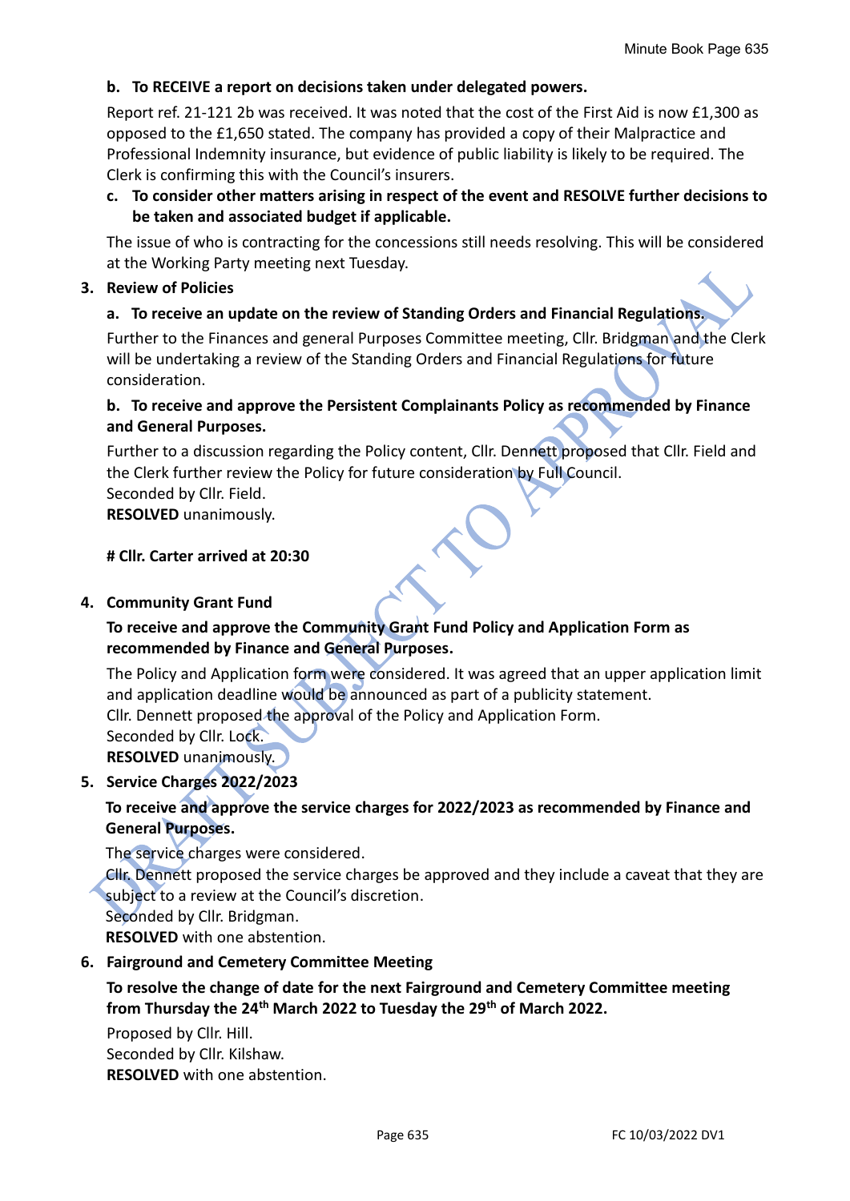**b. To RECEIVE a report on decisions taken under delegated powers.**

Report ref. 21-121 2b was received. It was noted that the cost of the First Aid is now £1,300 as opposed to the £1,650 stated. The company has provided a copy of their Malpractice and Professional Indemnity insurance, but evidence of public liability is likely to be required. The Clerk is confirming this with the Council's insurers.

**c. To consider other matters arising in respect of the event and RESOLVE further decisions to be taken and associated budget if applicable.**

The issue of who is contracting for the concessions still needs resolving. This will be considered at the Working Party meeting next Tuesday.

**3. Review of Policies**

**a. To receive an update on the review of Standing Orders and Financial Regulations.**

Further to the Finances and general Purposes Committee meeting, Cllr. Bridgman and the Clerk will be undertaking a review of the Standing Orders and Financial Regulations for future consideration.

**b. To receive and approve the Persistent Complainants Policy as recommended by Finance and General Purposes.**

Further to a discussion regarding the Policy content, Cllr. Dennett proposed that Cllr. Field and the Clerk further review the Policy for future consideration by Full Council.
Seconded by Cllr. Field.
**RESOLVED** unanimously.

**# Cllr. Carter arrived at 20:30**

**4. Community Grant Fund**

**To receive and approve the Community Grant Fund Policy and Application Form as recommended by Finance and General Purposes.**

The Policy and Application form were considered. It was agreed that an upper application limit and application deadline would be announced as part of a publicity statement.
Cllr. Dennett proposed the approval of the Policy and Application Form.
Seconded by Cllr. Lock.
**RESOLVED** unanimously.

**5. Service Charges 2022/2023**

**To receive and approve the service charges for 2022/2023 as recommended by Finance and General Purposes.**

The service charges were considered.
Cllr. Dennett proposed the service charges be approved and they include a caveat that they are subject to a review at the Council's discretion.
Seconded by Cllr. Bridgman.
**RESOLVED** with one abstention.

**6. Fairground and Cemetery Committee Meeting**

**To resolve the change of date for the next Fairground and Cemetery Committee meeting from Thursday the 24th March 2022 to Tuesday the 29th of March 2022.**

Proposed by Cllr. Hill.
Seconded by Cllr. Kilshaw.
**RESOLVED** with one abstention.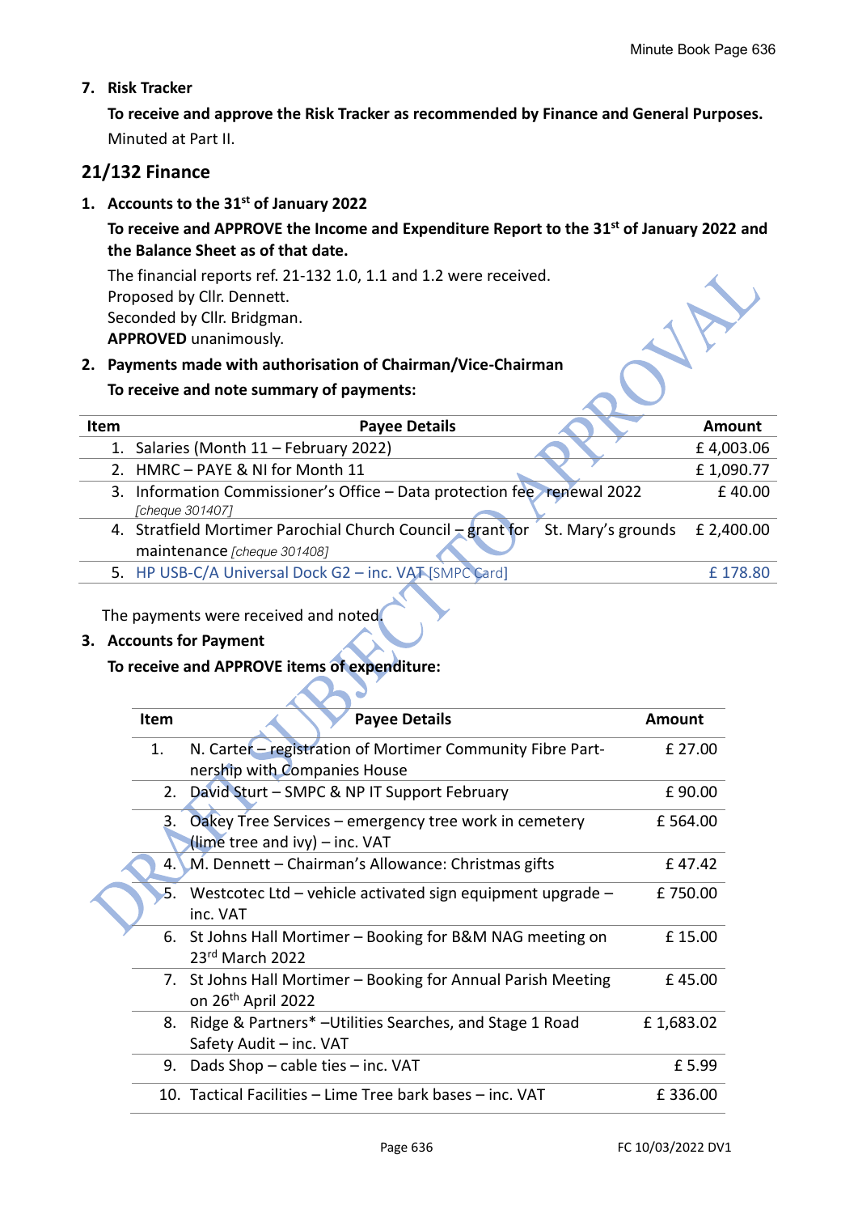7. **Risk Tracker**

   **To receive and approve the Risk Tracker as recommended by Finance and General Purposes.**

   Minuted at Part II.

## 21/132 Finance

1. **Accounts to the 31st of January 2022**

   **To receive and APPROVE the Income and Expenditure Report to the 31st of January 2022 and the Balance Sheet as of that date.**

   The financial reports ref. 21-132 1.0, 1.1 and 1.2 were received.
   Proposed by Cllr. Dennett.
   Seconded by Cllr. Bridgman.
   **APPROVED** unanimously.

2. **Payments made with authorisation of Chairman/Vice-Chairman**

   **To receive and note summary of payments:**

| Item | Payee Details | Amount |
|---|---|---|
| 1. | Salaries (Month 11 – February 2022) | £ 4,003.06 |
| 2. | HMRC – PAYE & NI for Month 11 | £ 1,090.77 |
| 3. | Information Commissioner's Office – Data protection fee renewal 2022 *[cheque 301407]* | £ 40.00 |
| 4. | Stratfield Mortimer Parochial Church Council – grant for St. Mary's grounds maintenance *[cheque 301408]* | £ 2,400.00 |
| 5. | HP USB-C/A Universal Dock G2 – inc. VAT [SMPC Card] | £ 178.80 |

The payments were received and noted.

3. **Accounts for Payment**

   **To receive and APPROVE items of expenditure:**

| Item | Payee Details | Amount |
|---|---|---|
| 1. | N. Carter – registration of Mortimer Community Fibre Partnership with Companies House | £ 27.00 |
| 2. | David Sturt – SMPC & NP IT Support February | £ 90.00 |
| 3. | Oakey Tree Services – emergency tree work in cemetery (lime tree and ivy) – inc. VAT | £ 564.00 |
| 4. | M. Dennett – Chairman's Allowance: Christmas gifts | £ 47.42 |
| 5. | Westcotec Ltd – vehicle activated sign equipment upgrade – inc. VAT | £ 750.00 |
| 6. | St Johns Hall Mortimer – Booking for B&M NAG meeting on 23rd March 2022 | £ 15.00 |
| 7. | St Johns Hall Mortimer – Booking for Annual Parish Meeting on 26th April 2022 | £ 45.00 |
| 8. | Ridge & Partners* –Utilities Searches, and Stage 1 Road Safety Audit – inc. VAT | £ 1,683.02 |
| 9. | Dads Shop – cable ties – inc. VAT | £ 5.99 |
| 10. | Tactical Facilities – Lime Tree bark bases – inc. VAT | £ 336.00 |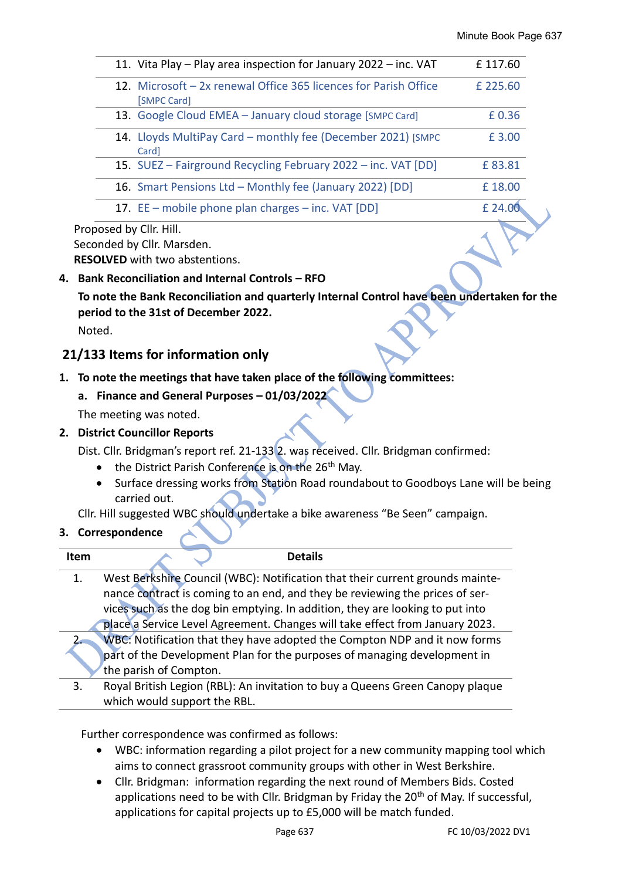| | |
|---|---|
| 11. Vita Play – Play area inspection for January 2022 – inc. VAT | £ 117.60 |
| 12. Microsoft – 2x renewal Office 365 licences for Parish Office [SMPC Card] | £ 225.60 |
| 13. Google Cloud EMEA – January cloud storage [SMPC Card] | £ 0.36 |
| 14. Lloyds MultiPay Card – monthly fee (December 2021) [SMPC Card] | £ 3.00 |
| 15. SUEZ – Fairground Recycling February 2022 – inc. VAT [DD] | £ 83.81 |
| 16. Smart Pensions Ltd – Monthly fee (January 2022) [DD] | £ 18.00 |
| 17. EE – mobile phone plan charges – inc. VAT [DD] | £ 24.00 |

Proposed by Cllr. Hill.
Seconded by Cllr. Marsden.
**RESOLVED** with two abstentions.

4. **Bank Reconciliation and Internal Controls – RFO**

   **To note the Bank Reconciliation and quarterly Internal Control have been undertaken for the period to the 31st of December 2022.**

   Noted.

## 21/133 Items for information only

1. **To note the meetings that have taken place of the following committees:**

   a. **Finance and General Purposes – 01/03/2022**

   The meeting was noted.

2. **District Councillor Reports**

   Dist. Cllr. Bridgman's report ref. 21-133 2. was received. Cllr. Bridgman confirmed:

   - the District Parish Conference is on the 26th May.
   - Surface dressing works from Station Road roundabout to Goodboys Lane will be being carried out.

   Cllr. Hill suggested WBC should undertake a bike awareness "Be Seen" campaign.

3. **Correspondence**

| Item | Details |
|---|---|
| 1. | West Berkshire Council (WBC): Notification that their current grounds maintenance contract is coming to an end, and they be reviewing the prices of services such as the dog bin emptying. In addition, they are looking to put into place a Service Level Agreement. Changes will take effect from January 2023. |
| 2. | WBC: Notification that they have adopted the Compton NDP and it now forms part of the Development Plan for the purposes of managing development in the parish of Compton. |
| 3. | Royal British Legion (RBL): An invitation to buy a Queens Green Canopy plaque which would support the RBL. |

Further correspondence was confirmed as follows:

- WBC: information regarding a pilot project for a new community mapping tool which aims to connect grassroot community groups with other in West Berkshire.
- Cllr. Bridgman: information regarding the next round of Members Bids. Costed applications need to be with Cllr. Bridgman by Friday the 20th of May. If successful, applications for capital projects up to £5,000 will be match funded.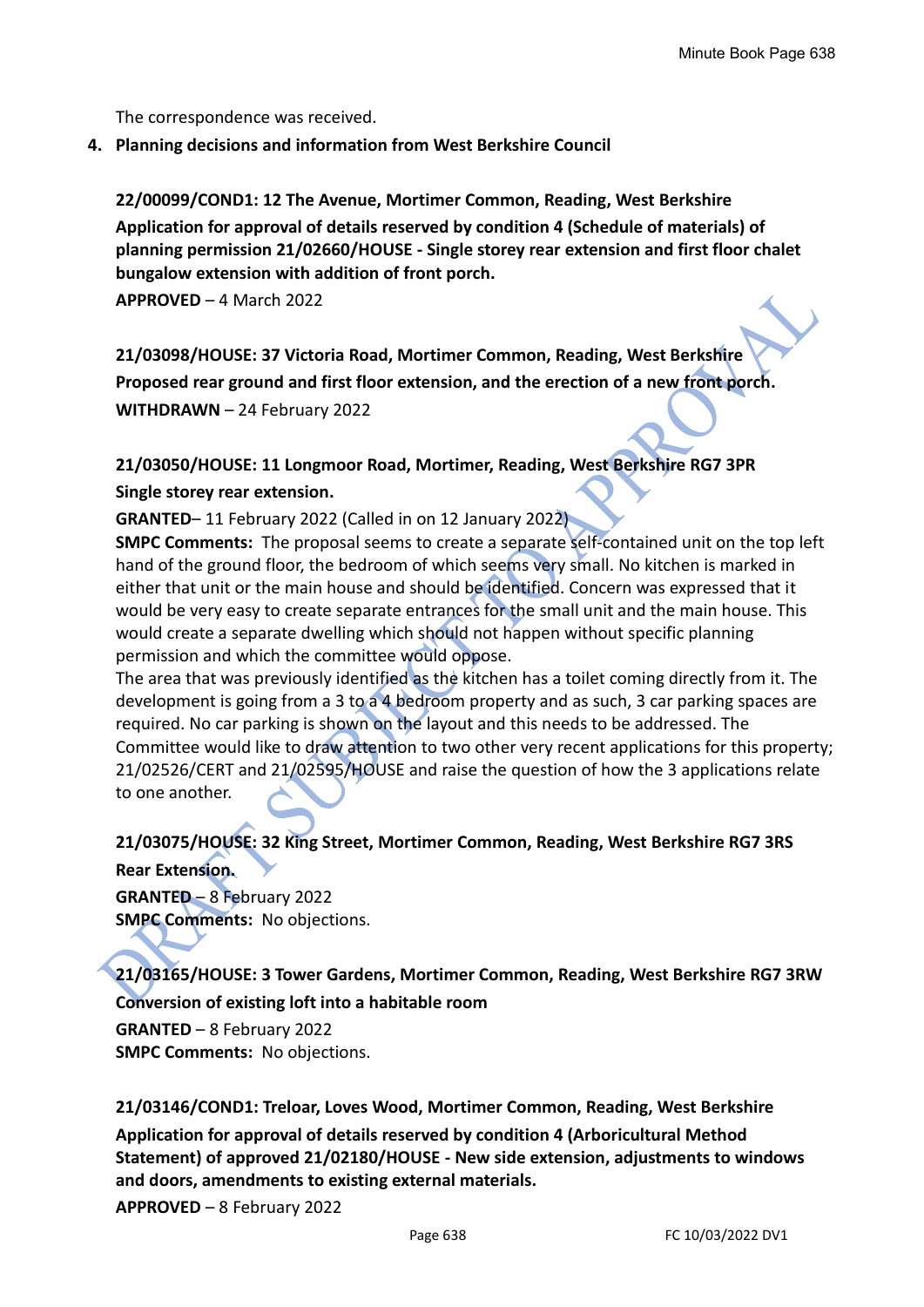The correspondence was received.

**4. Planning decisions and information from West Berkshire Council**

**22/00099/COND1: 12 The Avenue, Mortimer Common, Reading, West Berkshire**
**Application for approval of details reserved by condition 4 (Schedule of materials) of planning permission 21/02660/HOUSE - Single storey rear extension and first floor chalet bungalow extension with addition of front porch.**
**APPROVED** – 4 March 2022

**21/03098/HOUSE: 37 Victoria Road, Mortimer Common, Reading, West Berkshire**
**Proposed rear ground and first floor extension, and the erection of a new front porch.**
**WITHDRAWN** – 24 February 2022

**21/03050/HOUSE: 11 Longmoor Road, Mortimer, Reading, West Berkshire RG7 3PR**
**Single storey rear extension.**
**GRANTED**– 11 February 2022 (Called in on 12 January 2022)
**SMPC Comments:** The proposal seems to create a separate self-contained unit on the top left hand of the ground floor, the bedroom of which seems very small. No kitchen is marked in either that unit or the main house and should be identified. Concern was expressed that it would be very easy to create separate entrances for the small unit and the main house. This would create a separate dwelling which should not happen without specific planning permission and which the committee would oppose.
The area that was previously identified as the kitchen has a toilet coming directly from it. The development is going from a 3 to a 4 bedroom property and as such, 3 car parking spaces are required. No car parking is shown on the layout and this needs to be addressed. The Committee would like to draw attention to two other very recent applications for this property; 21/02526/CERT and 21/02595/HOUSE and raise the question of how the 3 applications relate to one another.

**21/03075/HOUSE: 32 King Street, Mortimer Common, Reading, West Berkshire RG7 3RS**
**Rear Extension.**
**GRANTED** – 8 February 2022
**SMPC Comments:** No objections.

**21/03165/HOUSE: 3 Tower Gardens, Mortimer Common, Reading, West Berkshire RG7 3RW**
**Conversion of existing loft into a habitable room**
**GRANTED** – 8 February 2022
**SMPC Comments:** No objections.

**21/03146/COND1: Treloar, Loves Wood, Mortimer Common, Reading, West Berkshire**
**Application for approval of details reserved by condition 4 (Arboricultural Method Statement) of approved 21/02180/HOUSE - New side extension, adjustments to windows and doors, amendments to existing external materials.**
**APPROVED** – 8 February 2022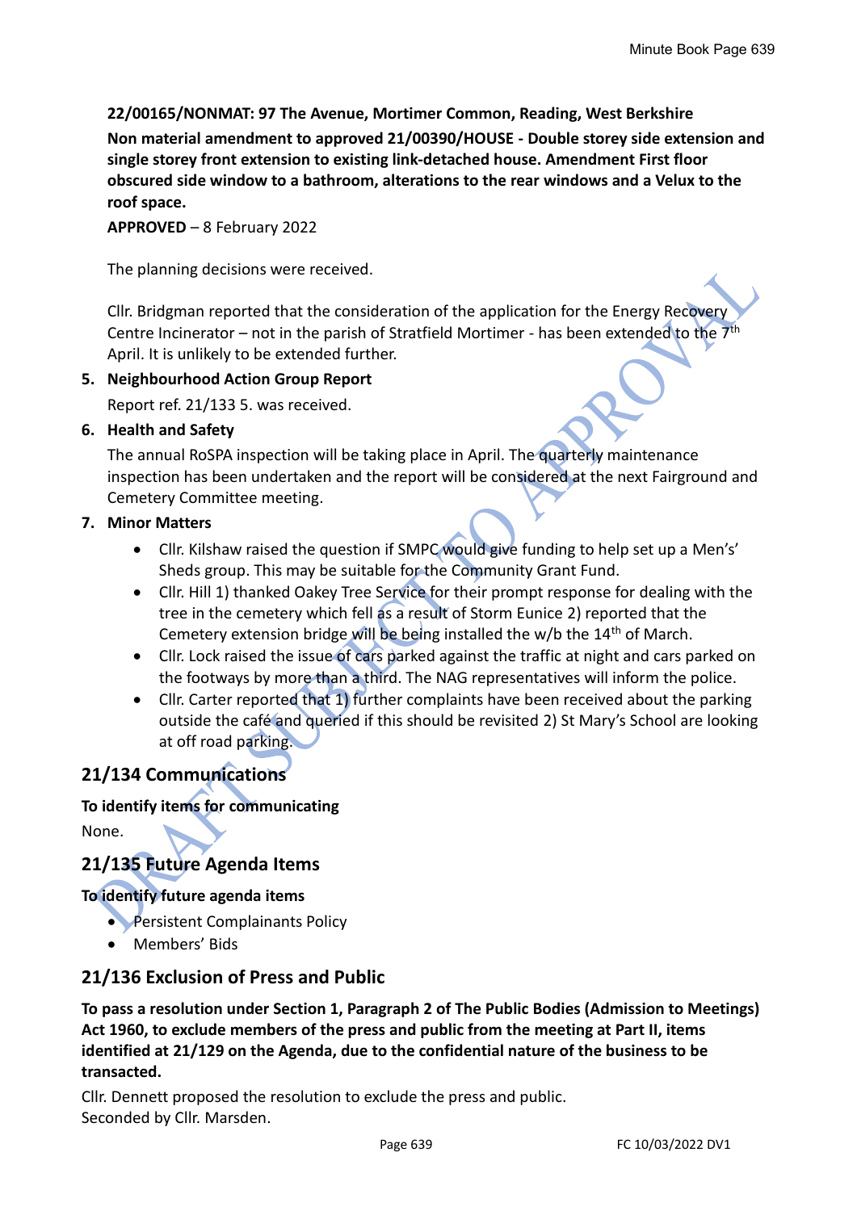**22/00165/NONMAT: 97 The Avenue, Mortimer Common, Reading, West Berkshire**

**Non material amendment to approved 21/00390/HOUSE - Double storey side extension and single storey front extension to existing link-detached house. Amendment First floor obscured side window to a bathroom, alterations to the rear windows and a Velux to the roof space.**

**APPROVED** – 8 February 2022

The planning decisions were received.

Cllr. Bridgman reported that the consideration of the application for the Energy Recovery Centre Incinerator – not in the parish of Stratfield Mortimer - has been extended to the 7th April. It is unlikely to be extended further.

5. **Neighbourhood Action Group Report**

   Report ref. 21/133 5. was received.

6. **Health and Safety**

   The annual RoSPA inspection will be taking place in April. The quarterly maintenance inspection has been undertaken and the report will be considered at the next Fairground and Cemetery Committee meeting.

7. **Minor Matters**

   - Cllr. Kilshaw raised the question if SMPC would give funding to help set up a Men's' Sheds group. This may be suitable for the Community Grant Fund.
   - Cllr. Hill 1) thanked Oakey Tree Service for their prompt response for dealing with the tree in the cemetery which fell as a result of Storm Eunice 2) reported that the Cemetery extension bridge will be being installed the w/b the 14th of March.
   - Cllr. Lock raised the issue of cars parked against the traffic at night and cars parked on the footways by more than a third. The NAG representatives will inform the police.
   - Cllr. Carter reported that 1) further complaints have been received about the parking outside the café and queried if this should be revisited 2) St Mary's School are looking at off road parking.

## 21/134 Communications

**To identify items for communicating**

None.

## 21/135 Future Agenda Items

**To identify future agenda items**

- Persistent Complainants Policy
- Members' Bids

## 21/136 Exclusion of Press and Public

**To pass a resolution under Section 1, Paragraph 2 of The Public Bodies (Admission to Meetings) Act 1960, to exclude members of the press and public from the meeting at Part II, items identified at 21/129 on the Agenda, due to the confidential nature of the business to be transacted.**

Cllr. Dennett proposed the resolution to exclude the press and public.
Seconded by Cllr. Marsden.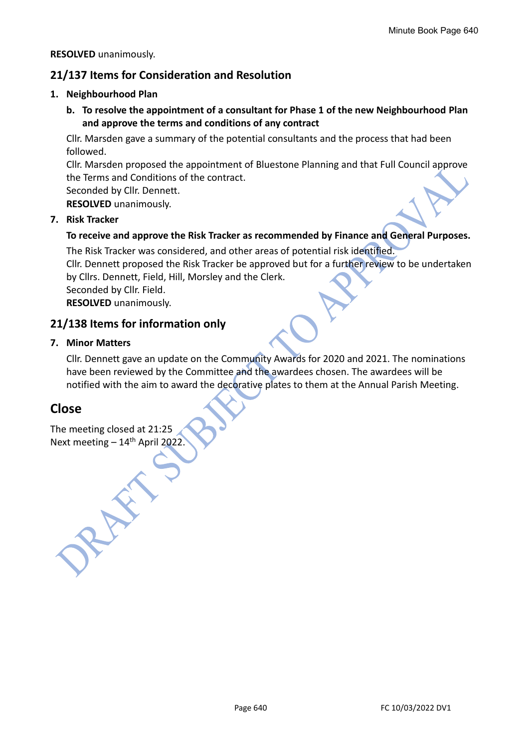**RESOLVED** unanimously.

## 21/137 Items for Consideration and Resolution

1. **Neighbourhood Plan**

   b. **To resolve the appointment of a consultant for Phase 1 of the new Neighbourhood Plan and approve the terms and conditions of any contract**

   Cllr. Marsden gave a summary of the potential consultants and the process that had been followed.
   Cllr. Marsden proposed the appointment of Bluestone Planning and that Full Council approve the Terms and Conditions of the contract.
   Seconded by Cllr. Dennett.
   **RESOLVED** unanimously.

7. **Risk Tracker**

   **To receive and approve the Risk Tracker as recommended by Finance and General Purposes.**

   The Risk Tracker was considered, and other areas of potential risk identified.
   Cllr. Dennett proposed the Risk Tracker be approved but for a further review to be undertaken by Cllrs. Dennett, Field, Hill, Morsley and the Clerk.
   Seconded by Cllr. Field.
   **RESOLVED** unanimously.

## 21/138 Items for information only

7. **Minor Matters**

   Cllr. Dennett gave an update on the Community Awards for 2020 and 2021. The nominations have been reviewed by the Committee and the awardees chosen. The awardees will be notified with the aim to award the decorative plates to them at the Annual Parish Meeting.

# Close

The meeting closed at 21:25
Next meeting – 14th April 2022.